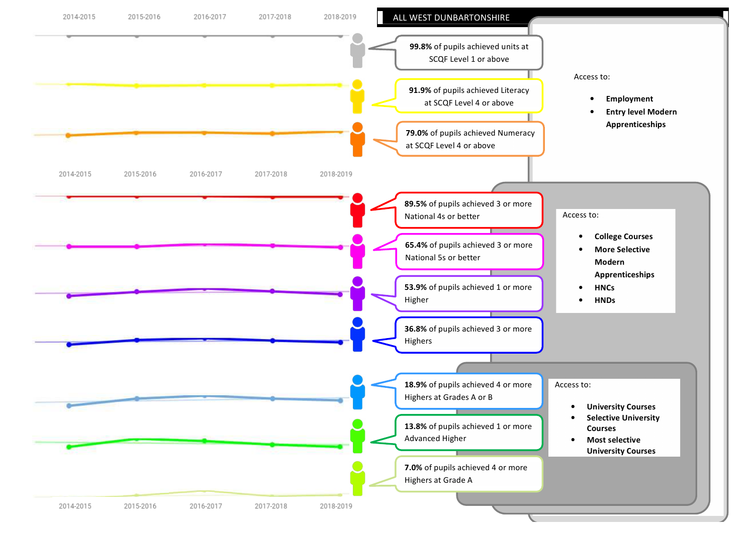# ALL WEST DUNBARTONSHIRE

2014-2015 | 2015-2016 | 2016-2017 | 2017-2018 | 2018-2019

**99.8%** of pupils achieved units at SCQF Level 1 or above

**91.9%** of pupils achieved Literacy at SCQF Level 4 or above

**79.0%** of pupils achieved Numeracy at SCQF Level 4 or above

Access to:

- **Employment**
- **Entry level Modern Apprenticeships**

2014-2015 | 2015-2016 | 2016-2017 | 2017-2018 | 2018-2019

**89.5%** of pupils achieved 3 or more National 4s or better

**65.4%** of pupils achieved 3 or more National 5s or better

**53.9%** of pupils achieved 1 or more Higher

**36.8%** of pupils achieved 3 or more Highers

Access to:

- **College Courses**
- **More Selective Modern Apprenticeships**
- **HNCs**
- **HNDs**

**18.9%** of pupils achieved 4 or more Highers at Grades A or B

**13.8%** of pupils achieved 1 or more Advanced Higher

**7.0%** of pupils achieved 4 or more Highers at Grade A

Access to:

- **University Courses**
- **Selective University Courses**
- **Most selective University Courses**

2014-2015 | 2015-2016 | 2016-2017 | 2017-2018 | 2018-2019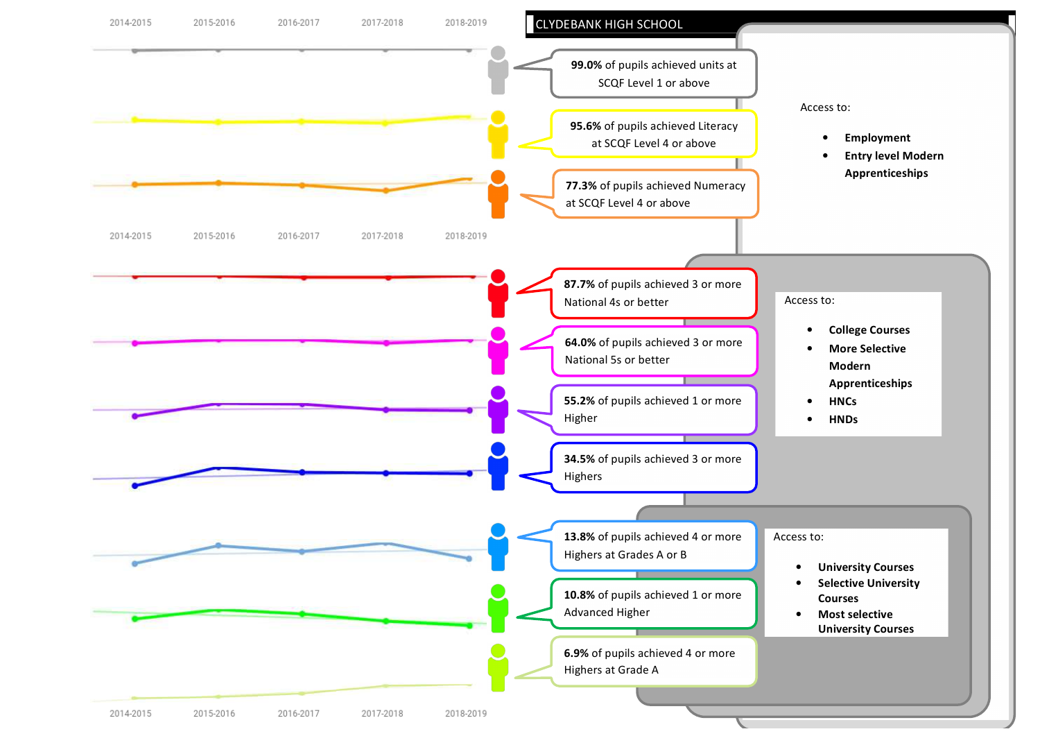# CLYDEBANK HIGH SCHOOL

2014-2015 | 2015-2016 | 2016-2017 | 2017-2018 | 2018-2019

**99.0%** of pupils achieved units at SCQF Level 1 or above

**95.6%** of pupils achieved Literacy at SCQF Level 4 or above

**77.3%** of pupils achieved Numeracy at SCQF Level 4 or above

Access to:

- **Employment**
- **Entry level Modern Apprenticeships**

2014-2015 | 2015-2016 | 2016-2017 | 2017-2018 | 2018-2019

**87.7%** of pupils achieved 3 or more National 4s or better

**64.0%** of pupils achieved 3 or more National 5s or better

**55.2%** of pupils achieved 1 or more Higher

**34.5%** of pupils achieved 3 or more Highers

Access to:

- **College Courses**
- **More Selective Modern Apprenticeships**
- **HNCs**
- **HNDs**

**13.8%** of pupils achieved 4 or more Highers at Grades A or B

**10.8%** of pupils achieved 1 or more Advanced Higher

**6.9%** of pupils achieved 4 or more Highers at Grade A

Access to:

- **University Courses**
- **Selective University Courses**
- **Most selective University Courses**

2014-2015 | 2015-2016 | 2016-2017 | 2017-2018 | 2018-2019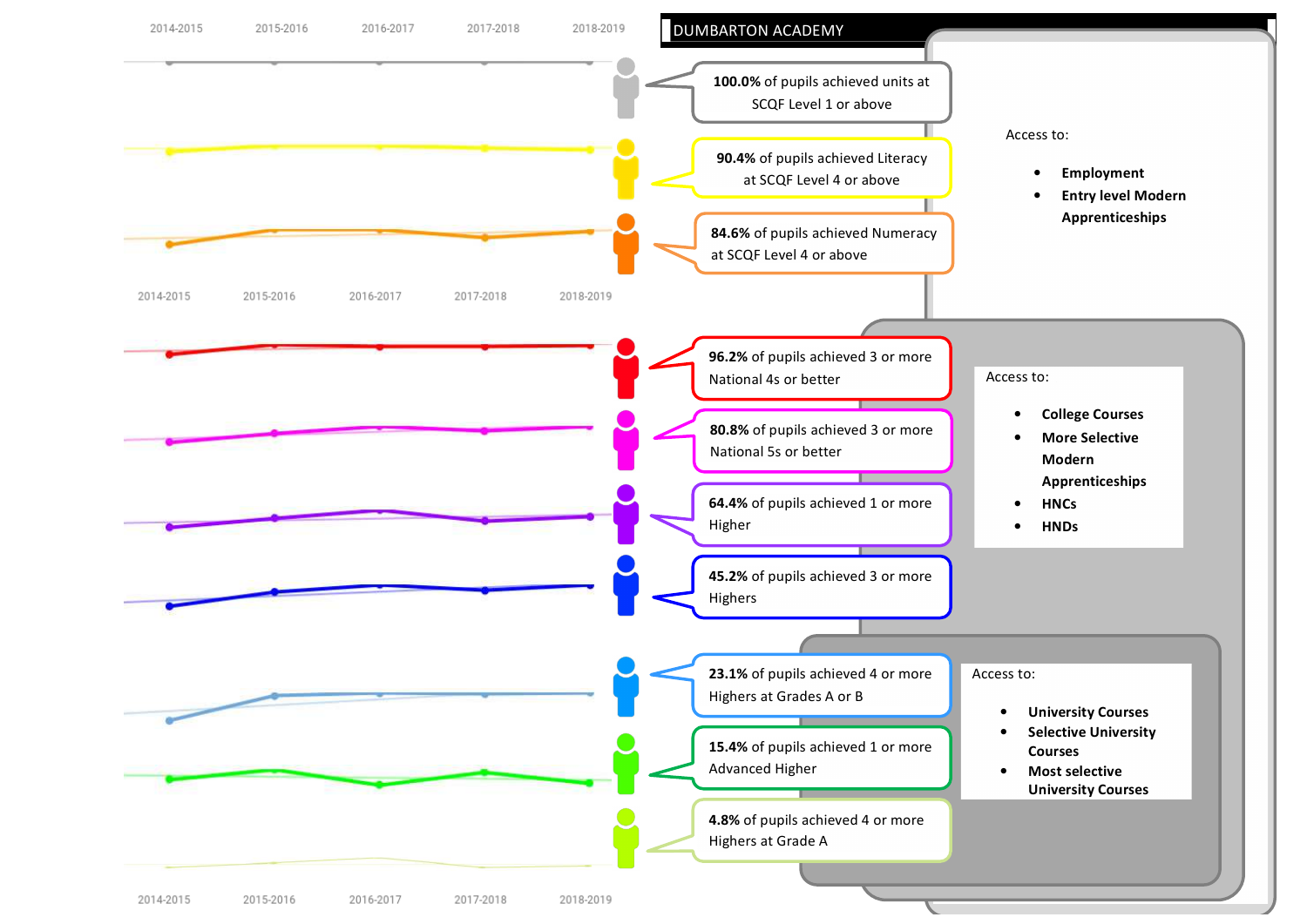## DUMBARTON ACADEMY

2014-2015 | 2015-2016 | 2016-2017 | 2017-2018 | 2018-2019

**100.0%** of pupils achieved units at SCQF Level 1 or above

**90.4%** of pupils achieved Literacy at SCQF Level 4 or above

**84.6%** of pupils achieved Numeracy at SCQF Level 4 or above

Access to:

- **Employment**
- **Entry level Modern Apprenticeships**

2014-2015 | 2015-2016 | 2016-2017 | 2017-2018 | 2018-2019

**96.2%** of pupils achieved 3 or more National 4s or better

**80.8%** of pupils achieved 3 or more National 5s or better

**64.4%** of pupils achieved 1 or more Higher

**45.2%** of pupils achieved 3 or more Highers

Access to:

- **College Courses**
- **More Selective Modern Apprenticeships**
- **HNCs**
- **HNDs**

**23.1%** of pupils achieved 4 or more Highers at Grades A or B

**15.4%** of pupils achieved 1 or more Advanced Higher

**4.8%** of pupils achieved 4 or more Highers at Grade A

Access to:

- **University Courses**
- **Selective University Courses**
- **Most selective University Courses**

2014-2015 | 2015-2016 | 2016-2017 | 2017-2018 | 2018-2019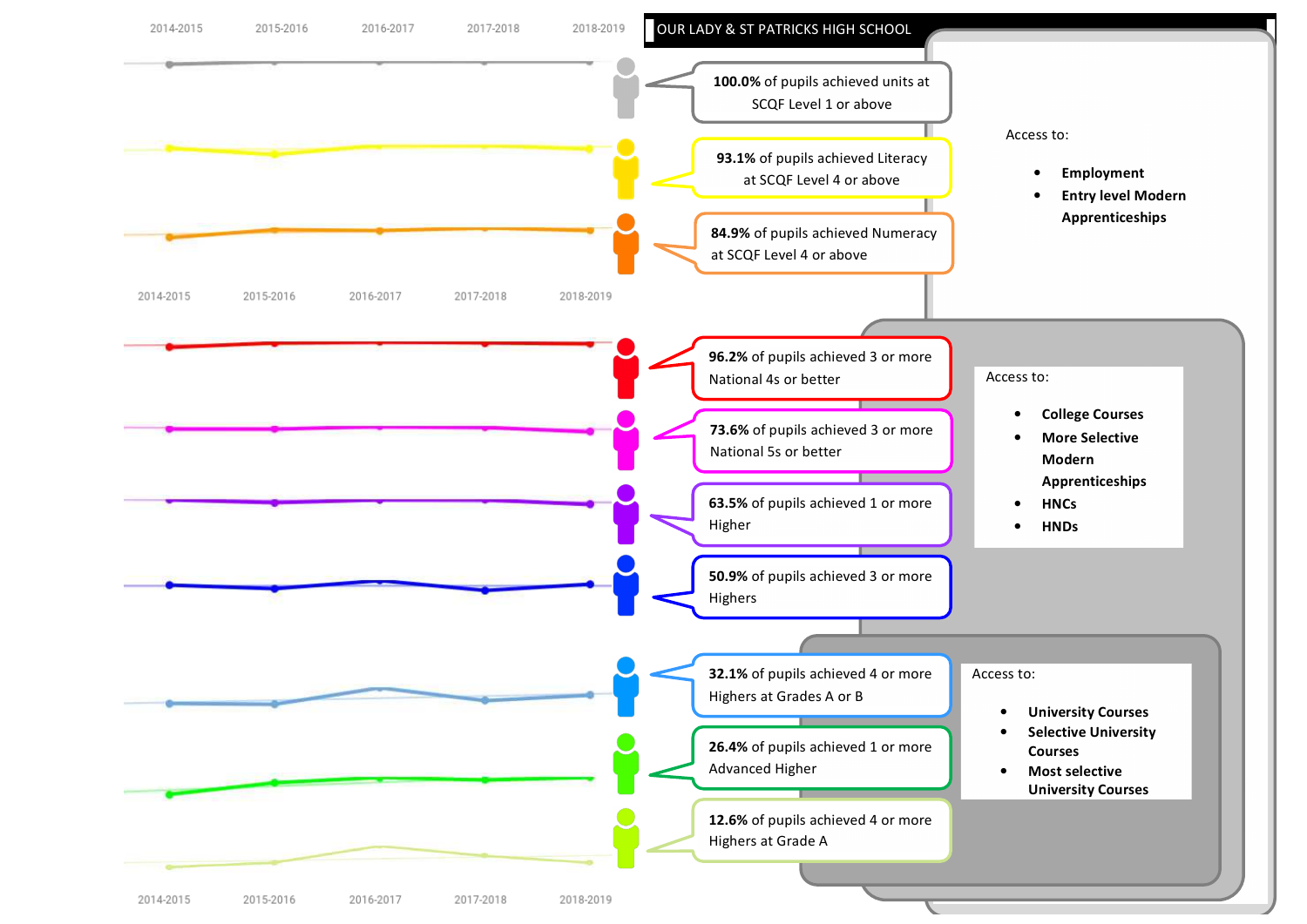# OUR LADY & ST PATRICKS HIGH SCHOOL

| 2014-2015 | 2015-2016 | 2016-2017 | 2017-2018 | 2018-2019 |
|---|---|---|---|---|

**100.0%** of pupils achieved units at SCQF Level 1 or above

**93.1%** of pupils achieved Literacy at SCQF Level 4 or above

**84.9%** of pupils achieved Numeracy at SCQF Level 4 or above

Access to:

- **Employment**
- **Entry level Modern Apprenticeships**

| 2014-2015 | 2015-2016 | 2016-2017 | 2017-2018 | 2018-2019 |
|---|---|---|---|---|

**96.2%** of pupils achieved 3 or more National 4s or better

**73.6%** of pupils achieved 3 or more National 5s or better

**63.5%** of pupils achieved 1 or more Higher

**50.9%** of pupils achieved 3 or more Highers

Access to:

- **College Courses**
- **More Selective Modern Apprenticeships**
- **HNCs**
- **HNDs**

**32.1%** of pupils achieved 4 or more Highers at Grades A or B

**26.4%** of pupils achieved 1 or more Advanced Higher

**12.6%** of pupils achieved 4 or more Highers at Grade A

Access to:

- **University Courses**
- **Selective University Courses**
- **Most selective University Courses**

| 2014-2015 | 2015-2016 | 2016-2017 | 2017-2018 | 2018-2019 |
|---|---|---|---|---|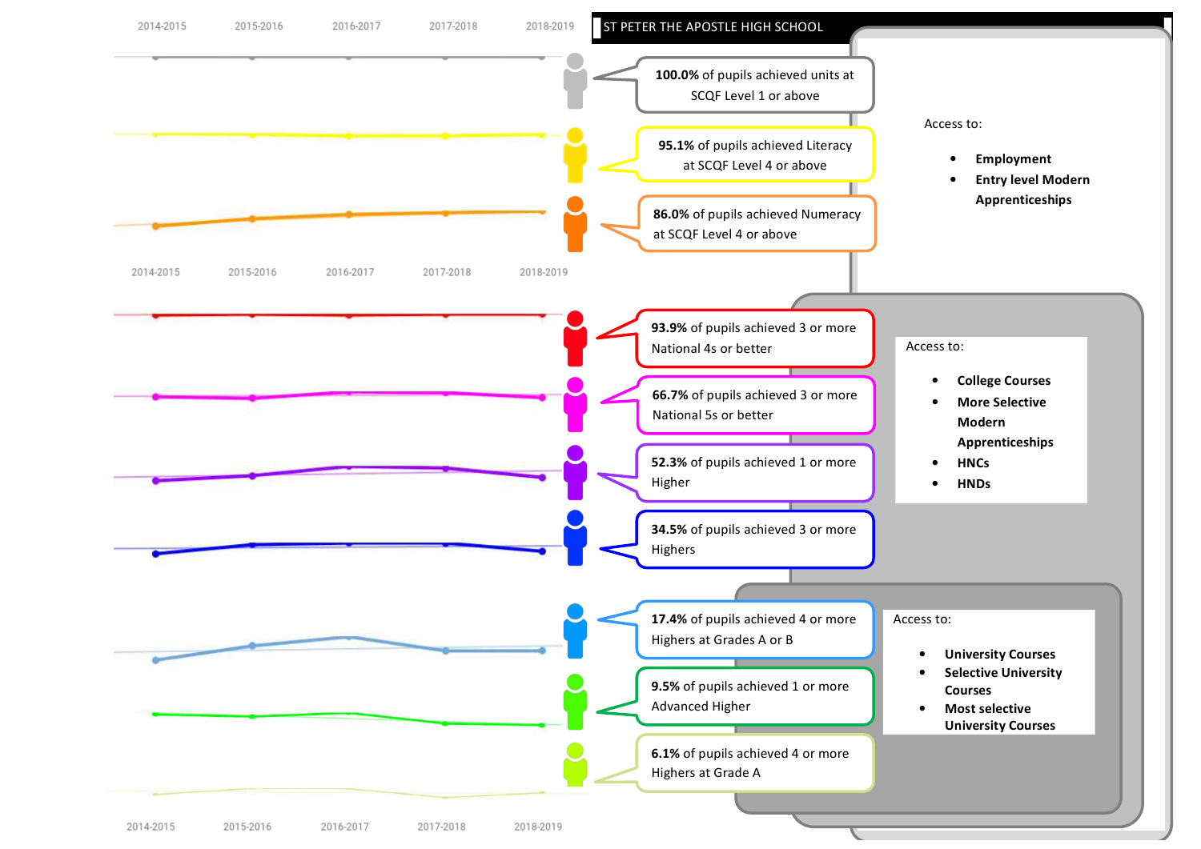## ST PETER THE APOSTLE HIGH SCHOOL

2014-2015 | 2015-2016 | 2016-2017 | 2017-2018 | 2018-2019

**100.0%** of pupils achieved units at SCQF Level 1 or above

**95.1%** of pupils achieved Literacy at SCQF Level 4 or above

**86.0%** of pupils achieved Numeracy at SCQF Level 4 or above

Access to:

- **Employment**
- **Entry level Modern Apprenticeships**

2014-2015 | 2015-2016 | 2016-2017 | 2017-2018 | 2018-2019

**93.9%** of pupils achieved 3 or more National 4s or better

**66.7%** of pupils achieved 3 or more National 5s or better

**52.3%** of pupils achieved 1 or more Higher

**34.5%** of pupils achieved 3 or more Highers

Access to:

- **College Courses**
- **More Selective Modern Apprenticeships**
- **HNCs**
- **HNDs**

**17.4%** of pupils achieved 4 or more Highers at Grades A or B

**9.5%** of pupils achieved 1 or more Advanced Higher

**6.1%** of pupils achieved 4 or more Highers at Grade A

Access to:

- **University Courses**
- **Selective University Courses**
- **Most selective University Courses**

2014-2015 | 2015-2016 | 2016-2017 | 2017-2018 | 2018-2019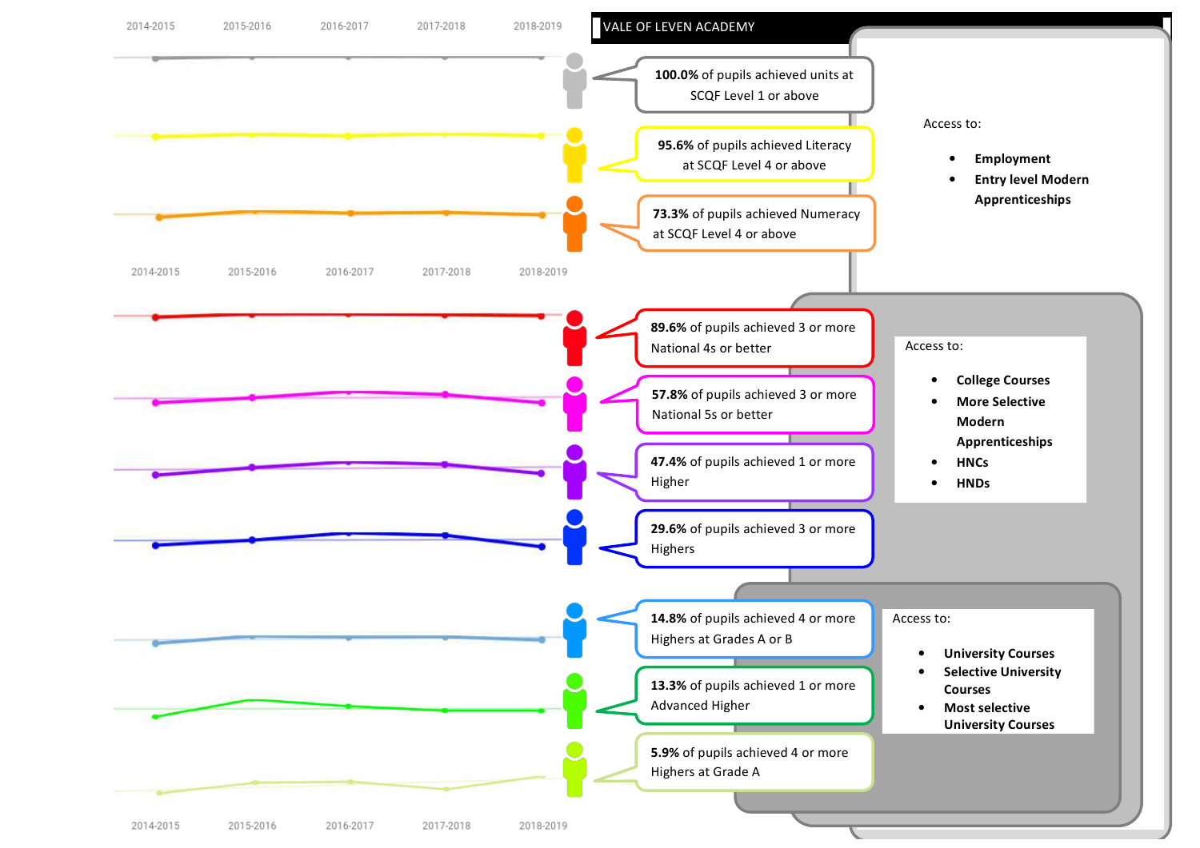# VALE OF LEVEN ACADEMY

2014-2015 | 2015-2016 | 2016-2017 | 2017-2018 | 2018-2019

**100.0%** of pupils achieved units at SCQF Level 1 or above

**95.6%** of pupils achieved Literacy at SCQF Level 4 or above

**73.3%** of pupils achieved Numeracy at SCQF Level 4 or above

Access to:

- **Employment**
- **Entry level Modern Apprenticeships**

2014-2015 | 2015-2016 | 2016-2017 | 2017-2018 | 2018-2019

**89.6%** of pupils achieved 3 or more National 4s or better

**57.8%** of pupils achieved 3 or more National 5s or better

**47.4%** of pupils achieved 1 or more Higher

**29.6%** of pupils achieved 3 or more Highers

Access to:

- **College Courses**
- **More Selective Modern Apprenticeships**
- **HNCs**
- **HNDs**

**14.8%** of pupils achieved 4 or more Highers at Grades A or B

**13.3%** of pupils achieved 1 or more Advanced Higher

**5.9%** of pupils achieved 4 or more Highers at Grade A

Access to:

- **University Courses**
- **Selective University Courses**
- **Most selective University Courses**

2014-2015 | 2015-2016 | 2016-2017 | 2017-2018 | 2018-2019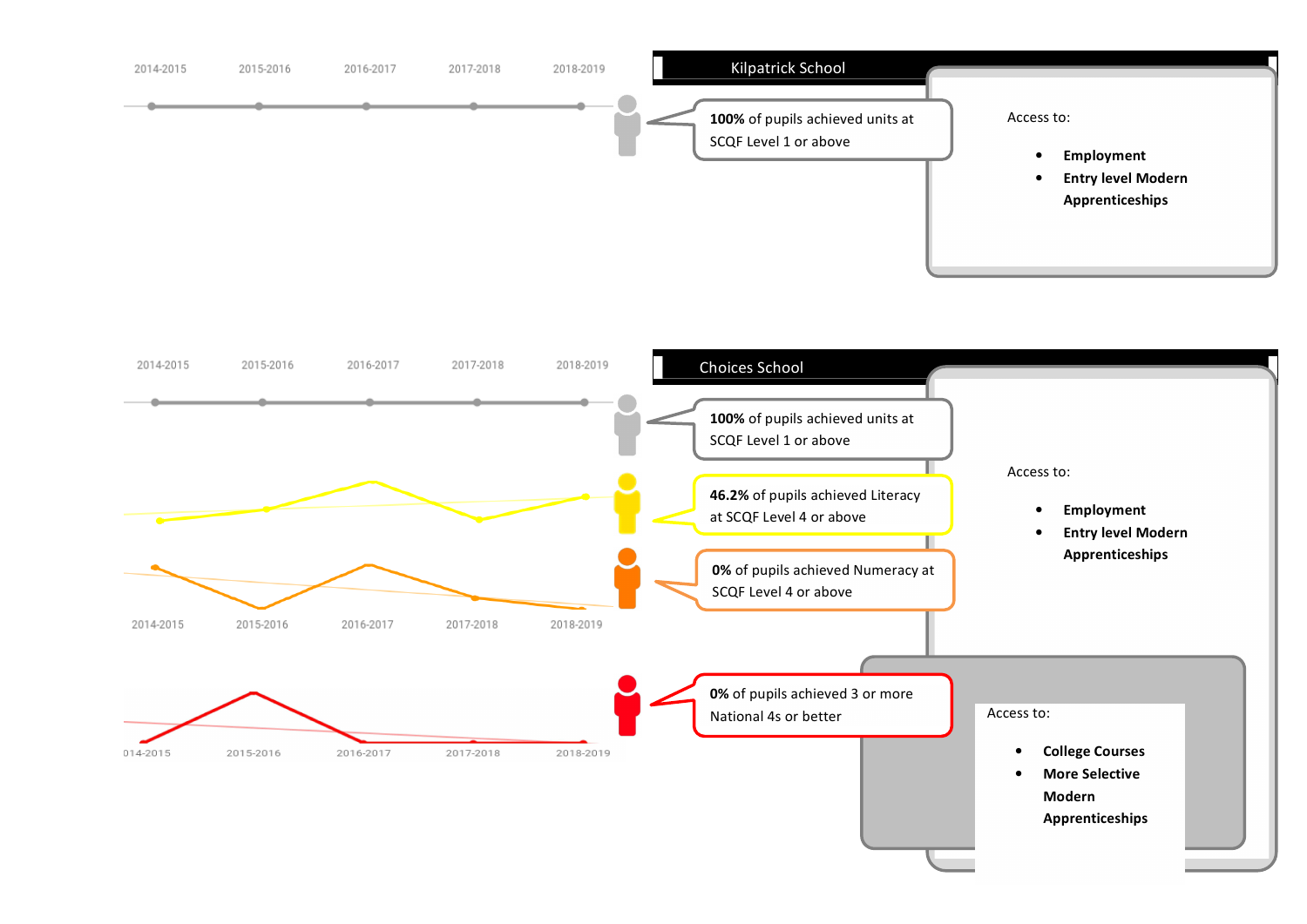## Kilpatrick School

2014-2015 2015-2016 2016-2017 2017-2018 2018-2019

**100%** of pupils achieved units at SCQF Level 1 or above

Access to:

- **Employment**
- **Entry level Modern Apprenticeships**

## Choices School

2014-2015 2015-2016 2016-2017 2017-2018 2018-2019

**100%** of pupils achieved units at SCQF Level 1 or above

**46.2%** of pupils achieved Literacy at SCQF Level 4 or above

2014-2015 2015-2016 2016-2017 2017-2018 2018-2019

**0%** of pupils achieved Numeracy at SCQF Level 4 or above

014-2015 2015-2016 2016-2017 2017-2018 2018-2019

**0%** of pupils achieved 3 or more National 4s or better

Access to:

- **Employment**
- **Entry level Modern Apprenticeships**

Access to:

- **College Courses**
- **More Selective Modern Apprenticeships**